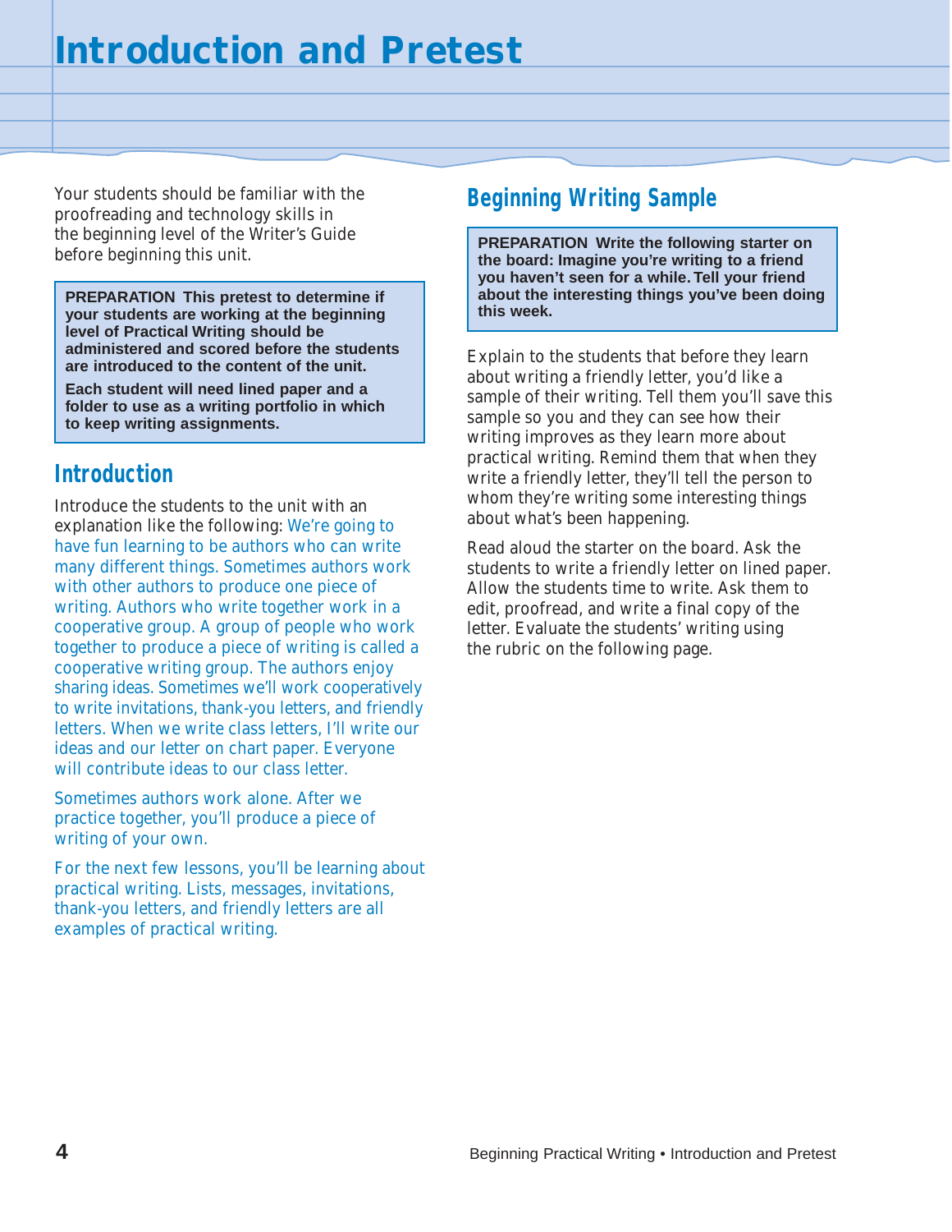# Introduction and Pretest

Your students should be familiar with the proofreading and technology skills in the beginning level of the Writer's Guide before beginning this unit.

> **PREPARATION This pretest to determine if your students are working at the beginning level of Practical Writing should be administered and scored before the students are introduced to the content of the unit.**
>
> **Each student will need lined paper and a folder to use as a writing portfolio in which to keep writing assignments.**

## Introduction

Introduce the students to the unit with an explanation like the following: We're going to have fun learning to be authors who can write many different things. Sometimes authors work with other authors to produce one piece of writing. Authors who write together work in a cooperative group. A group of people who work together to produce a piece of writing is called a cooperative writing group. The authors enjoy sharing ideas. Sometimes we'll work cooperatively to write invitations, thank-you letters, and friendly letters. When we write class letters, I'll write our ideas and our letter on chart paper. Everyone will contribute ideas to our class letter.

Sometimes authors work alone. After we practice together, you'll produce a piece of writing of your own.

For the next few lessons, you'll be learning about practical writing. Lists, messages, invitations, thank-you letters, and friendly letters are all examples of practical writing.

## Beginning Writing Sample

> **PREPARATION Write the following starter on the board: Imagine you're writing to a friend you haven't seen for a while. Tell your friend about the interesting things you've been doing this week.**

Explain to the students that before they learn about writing a friendly letter, you'd like a sample of their writing. Tell them you'll save this sample so you and they can see how their writing improves as they learn more about practical writing. Remind them that when they write a friendly letter, they'll tell the person to whom they're writing some interesting things about what's been happening.

Read aloud the starter on the board. Ask the students to write a friendly letter on lined paper. Allow the students time to write. Ask them to edit, proofread, and write a final copy of the letter. Evaluate the students' writing using the rubric on the following page.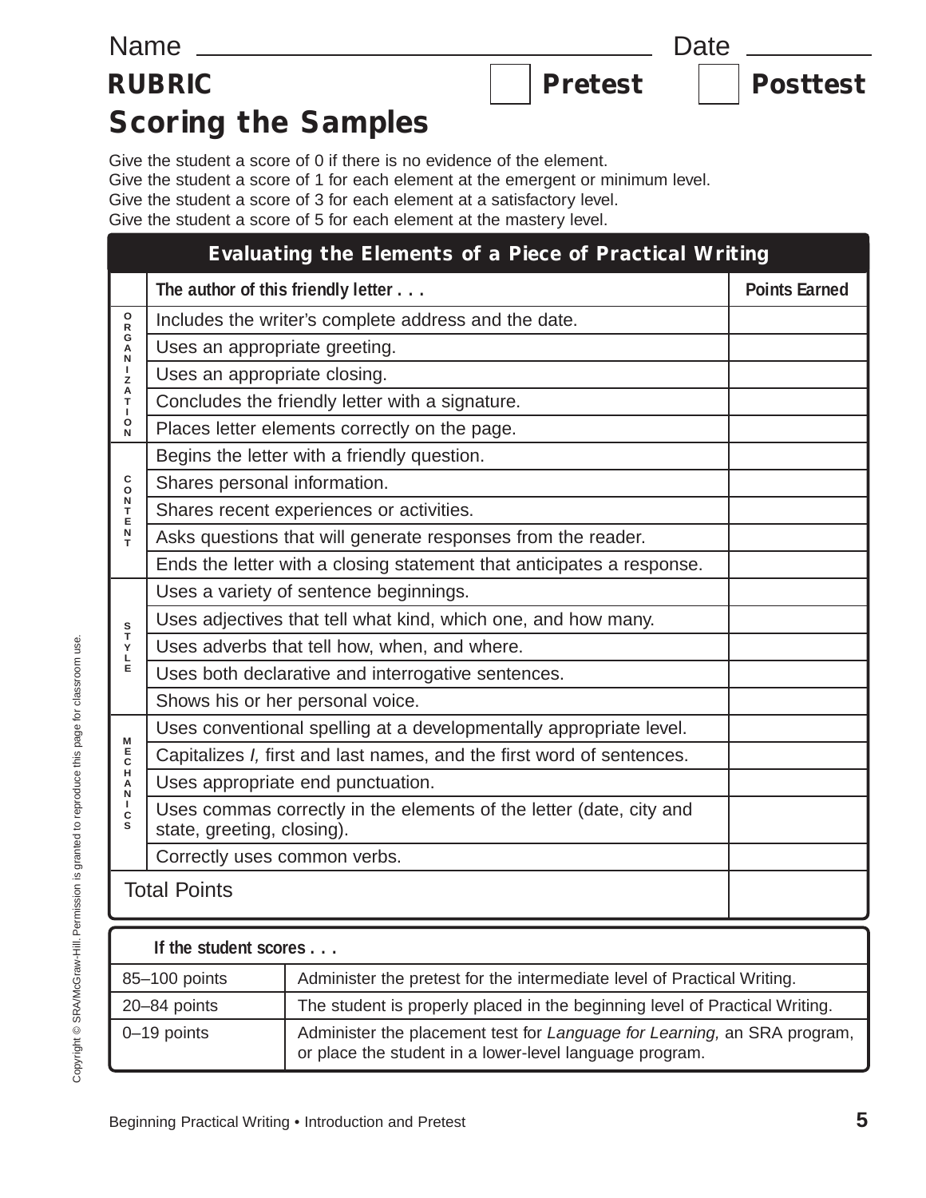Name ______________________________ Date __________

**RUBRIC** ☐ **Pretest** ☐ **Posttest**

# Scoring the Samples

Give the student a score of 0 if there is no evidence of the element.
Give the student a score of 1 for each element at the emergent or minimum level.
Give the student a score of 3 for each element at a satisfactory level.
Give the student a score of 5 for each element at the mastery level.

| Evaluating the Elements of a Piece of Practical Writing | | |
|---|---|---|
| | **The author of this friendly letter . . .** | **Points Earned** |
| ORGANIZATION | Includes the writer's complete address and the date. | |
| | Uses an appropriate greeting. | |
| | Uses an appropriate closing. | |
| | Concludes the friendly letter with a signature. | |
| | Places letter elements correctly on the page. | |
| CONTENT | Begins the letter with a friendly question. | |
| | Shares personal information. | |
| | Shares recent experiences or activities. | |
| | Asks questions that will generate responses from the reader. | |
| | Ends the letter with a closing statement that anticipates a response. | |
| STYLE | Uses a variety of sentence beginnings. | |
| | Uses adjectives that tell what kind, which one, and how many. | |
| | Uses adverbs that tell how, when, and where. | |
| | Uses both declarative and interrogative sentences. | |
| | Shows his or her personal voice. | |
| MECHANICS | Uses conventional spelling at a developmentally appropriate level. | |
| | Capitalizes *I,* first and last names, and the first word of sentences. | |
| | Uses appropriate end punctuation. | |
| | Uses commas correctly in the elements of the letter (date, city and state, greeting, closing). | |
| | Correctly uses common verbs. | |
| Total Points | | |

| **If the student scores . . .** | |
|---|---|
| 85–100 points | Administer the pretest for the intermediate level of Practical Writing. |
| 20–84 points | The student is properly placed in the beginning level of Practical Writing. |
| 0–19 points | Administer the placement test for *Language for Learning,* an SRA program, or place the student in a lower-level language program. |

Copyright © SRA/McGraw-Hill. Permission is granted to reproduce this page for classroom use.